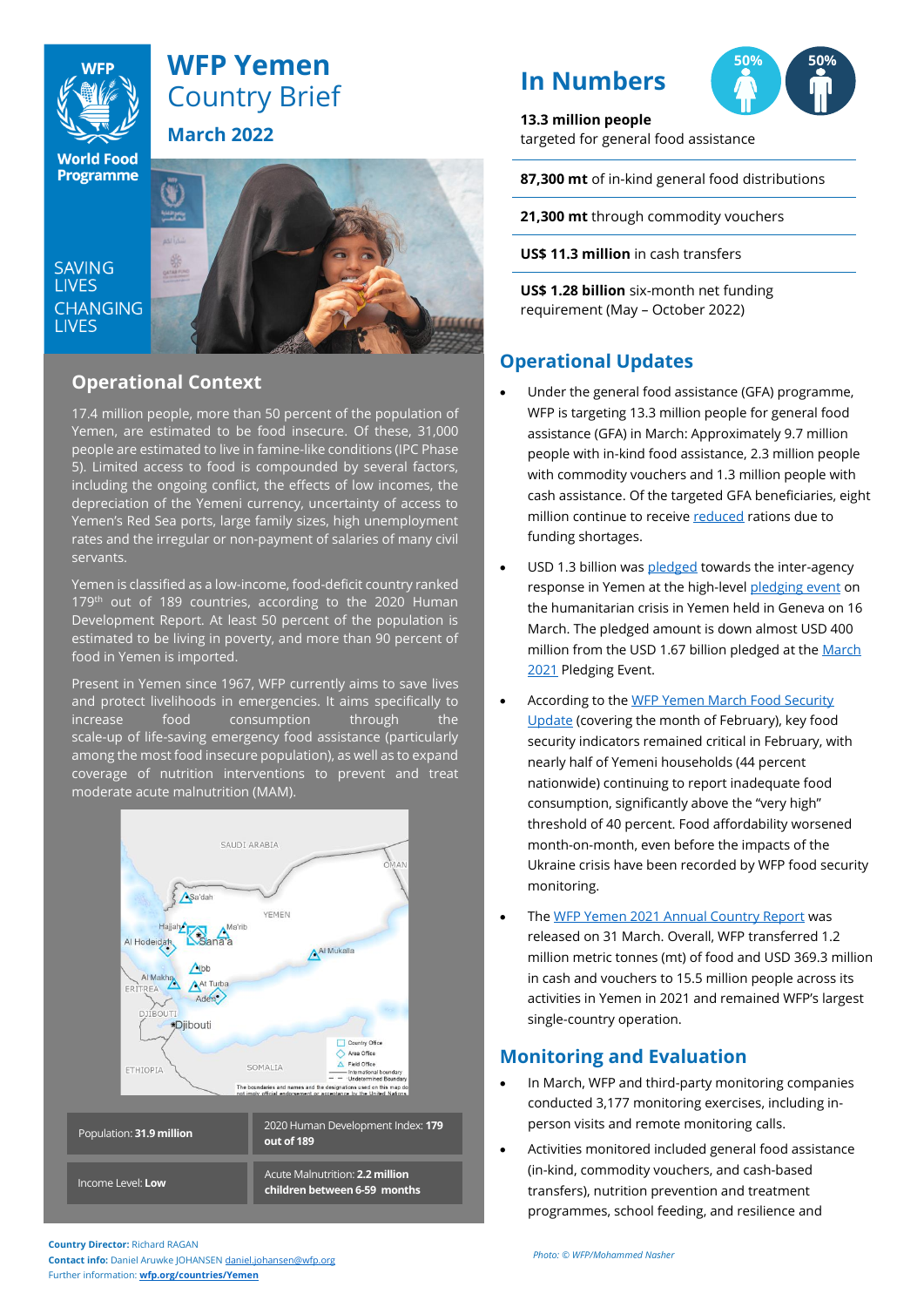# WFP Yemen Country Brief

**March 2022**

SAVING LIVES CHANGING LIVES

## Operational Context

17.4 million people, more than 50 percent of the population of Yemen, are estimated to be food insecure. Of these, 31,000 people are estimated to live in famine-like conditions (IPC Phase 5). Limited access to food is compounded by several factors, including the ongoing conflict, the effects of low incomes, the depreciation of the Yemeni currency, uncertainty of access to Yemen's Red Sea ports, large family sizes, high unemployment rates and the irregular or non-payment of salaries of many civil servants.

Yemen is classified as a low-income, food-deficit country ranked 179th out of 189 countries, according to the 2020 Human Development Report. At least 50 percent of the population is estimated to be living in poverty, and more than 90 percent of food in Yemen is imported.

Present in Yemen since 1967, WFP currently aims to save lives and protect livelihoods in emergencies. It aims specifically to increase food consumption through the scale-up of life-saving emergency food assistance (particularly among the most food insecure population), as well as to expand coverage of nutrition interventions to prevent and treat moderate acute malnutrition (MAM).

| Population: **31.9 million** | 2020 Human Development Index: **179 out of 189** |
|---|---|
| Income Level: **Low** | Acute Malnutrition: **2.2 million children between 6-59 months** |

**Country Director:** Richard RAGAN
**Contact info:** Daniel Aruwke JOHANSEN daniel.johansen@wfp.org
Further information: **wfp.org/countries/Yemen**

## In Numbers

50% 50%

**13.3 million people** targeted for general food assistance

**87,300 mt** of in-kind general food distributions

**21,300 mt** through commodity vouchers

**US$ 11.3 million** in cash transfers

**US$ 1.28 billion** six-month net funding requirement (May – October 2022)

## Operational Updates

- Under the general food assistance (GFA) programme, WFP is targeting 13.3 million people for general food assistance (GFA) in March: Approximately 9.7 million people with in-kind food assistance, 2.3 million people with commodity vouchers and 1.3 million people with cash assistance. Of the targeted GFA beneficiaries, eight million continue to receive reduced rations due to funding shortages.
- USD 1.3 billion was pledged towards the inter-agency response in Yemen at the high-level pledging event on the humanitarian crisis in Yemen held in Geneva on 16 March. The pledged amount is down almost USD 400 million from the USD 1.67 billion pledged at the March 2021 Pledging Event.
- According to the WFP Yemen March Food Security Update (covering the month of February), key food security indicators remained critical in February, with nearly half of Yemeni households (44 percent nationwide) continuing to report inadequate food consumption, significantly above the "very high" threshold of 40 percent. Food affordability worsened month-on-month, even before the impacts of the Ukraine crisis have been recorded by WFP food security monitoring.
- The WFP Yemen 2021 Annual Country Report was released on 31 March. Overall, WFP transferred 1.2 million metric tonnes (mt) of food and USD 369.3 million in cash and vouchers to 15.5 million people across its activities in Yemen in 2021 and remained WFP's largest single-country operation.

## Monitoring and Evaluation

- In March, WFP and third-party monitoring companies conducted 3,177 monitoring exercises, including in-person visits and remote monitoring calls.
- Activities monitored included general food assistance (in-kind, commodity vouchers, and cash-based transfers), nutrition prevention and treatment programmes, school feeding, and resilience and

*Photo: © WFP/Mohammed Nasher*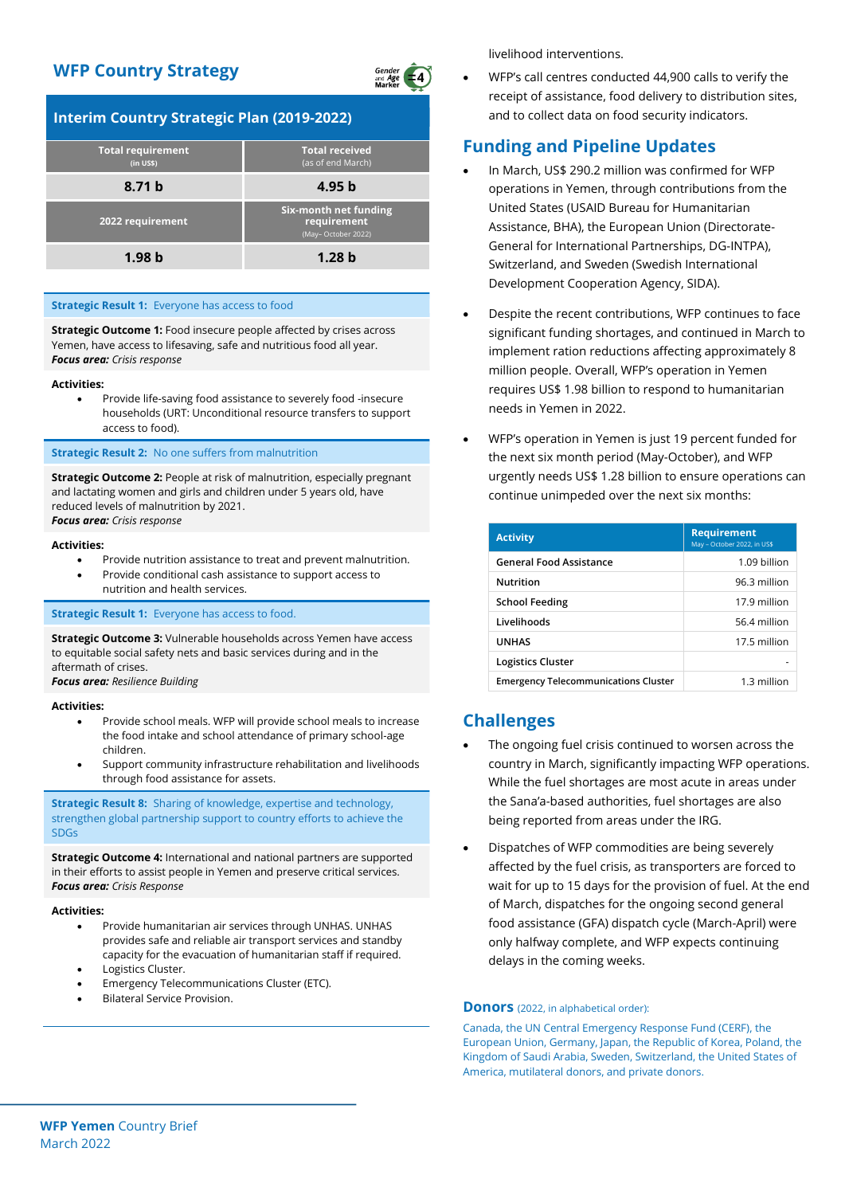## WFP Country Strategy

Gender and Age Marker 4

### Interim Country Strategic Plan (2019-2022)

| Total requirement (in US$) | Total received (as of end March) |
|---|---|
| 8.71 b | 4.95 b |
| 2022 requirement | Six-month net funding requirement (May– October 2022) |
| 1.98 b | 1.28 b |

**Strategic Result 1:** Everyone has access to food

**Strategic Outcome 1:** Food insecure people affected by crises across Yemen, have access to lifesaving, safe and nutritious food all year.
***Focus area:*** *Crisis response*

**Activities:**

- Provide life-saving food assistance to severely food -insecure households (URT: Unconditional resource transfers to support access to food).

**Strategic Result 2:** No one suffers from malnutrition

**Strategic Outcome 2:** People at risk of malnutrition, especially pregnant and lactating women and girls and children under 5 years old, have reduced levels of malnutrition by 2021.
***Focus area:*** *Crisis response*

**Activities:**

- Provide nutrition assistance to treat and prevent malnutrition.
- Provide conditional cash assistance to support access to nutrition and health services.

**Strategic Result 1:** Everyone has access to food.

**Strategic Outcome 3:** Vulnerable households across Yemen have access to equitable social safety nets and basic services during and in the aftermath of crises.
***Focus area:*** *Resilience Building*

**Activities:**

- Provide school meals. WFP will provide school meals to increase the food intake and school attendance of primary school-age children.
- Support community infrastructure rehabilitation and livelihoods through food assistance for assets.

**Strategic Result 8:** Sharing of knowledge, expertise and technology, strengthen global partnership support to country efforts to achieve the SDGs

**Strategic Outcome 4:** International and national partners are supported in their efforts to assist people in Yemen and preserve critical services.
***Focus area:*** *Crisis Response*

**Activities:**

- Provide humanitarian air services through UNHAS. UNHAS provides safe and reliable air transport services and standby capacity for the evacuation of humanitarian staff if required.
- Logistics Cluster.
- Emergency Telecommunications Cluster (ETC).
- Bilateral Service Provision.

livelihood interventions.

- WFP's call centres conducted 44,900 calls to verify the receipt of assistance, food delivery to distribution sites, and to collect data on food security indicators.

## Funding and Pipeline Updates

- In March, US$ 290.2 million was confirmed for WFP operations in Yemen, through contributions from the United States (USAID Bureau for Humanitarian Assistance, BHA), the European Union (Directorate-General for International Partnerships, DG-INTPA), Switzerland, and Sweden (Swedish International Development Cooperation Agency, SIDA).
- Despite the recent contributions, WFP continues to face significant funding shortages, and continued in March to implement ration reductions affecting approximately 8 million people. Overall, WFP's operation in Yemen requires US$ 1.98 billion to respond to humanitarian needs in Yemen in 2022.
- WFP's operation in Yemen is just 19 percent funded for the next six month period (May-October), and WFP urgently needs US$ 1.28 billion to ensure operations can continue unimpeded over the next six months:

| Activity | Requirement May – October 2022, in US$ |
|---|---|
| General Food Assistance | 1.09 billion |
| Nutrition | 96.3 million |
| School Feeding | 17.9 million |
| Livelihoods | 56.4 million |
| UNHAS | 17.5 million |
| Logistics Cluster | - |
| Emergency Telecommunications Cluster | 1.3 million |

## Challenges

- The ongoing fuel crisis continued to worsen across the country in March, significantly impacting WFP operations. While the fuel shortages are most acute in areas under the Sana'a-based authorities, fuel shortages are also being reported from areas under the IRG.
- Dispatches of WFP commodities are being severely affected by the fuel crisis, as transporters are forced to wait for up to 15 days for the provision of fuel. At the end of March, dispatches for the ongoing second general food assistance (GFA) dispatch cycle (March-April) were only halfway complete, and WFP expects continuing delays in the coming weeks.

**Donors** (2022, in alphabetical order):

Canada, the UN Central Emergency Response Fund (CERF), the European Union, Germany, Japan, the Republic of Korea, Poland, the Kingdom of Saudi Arabia, Sweden, Switzerland, the United States of America, mutilateral donors, and private donors.